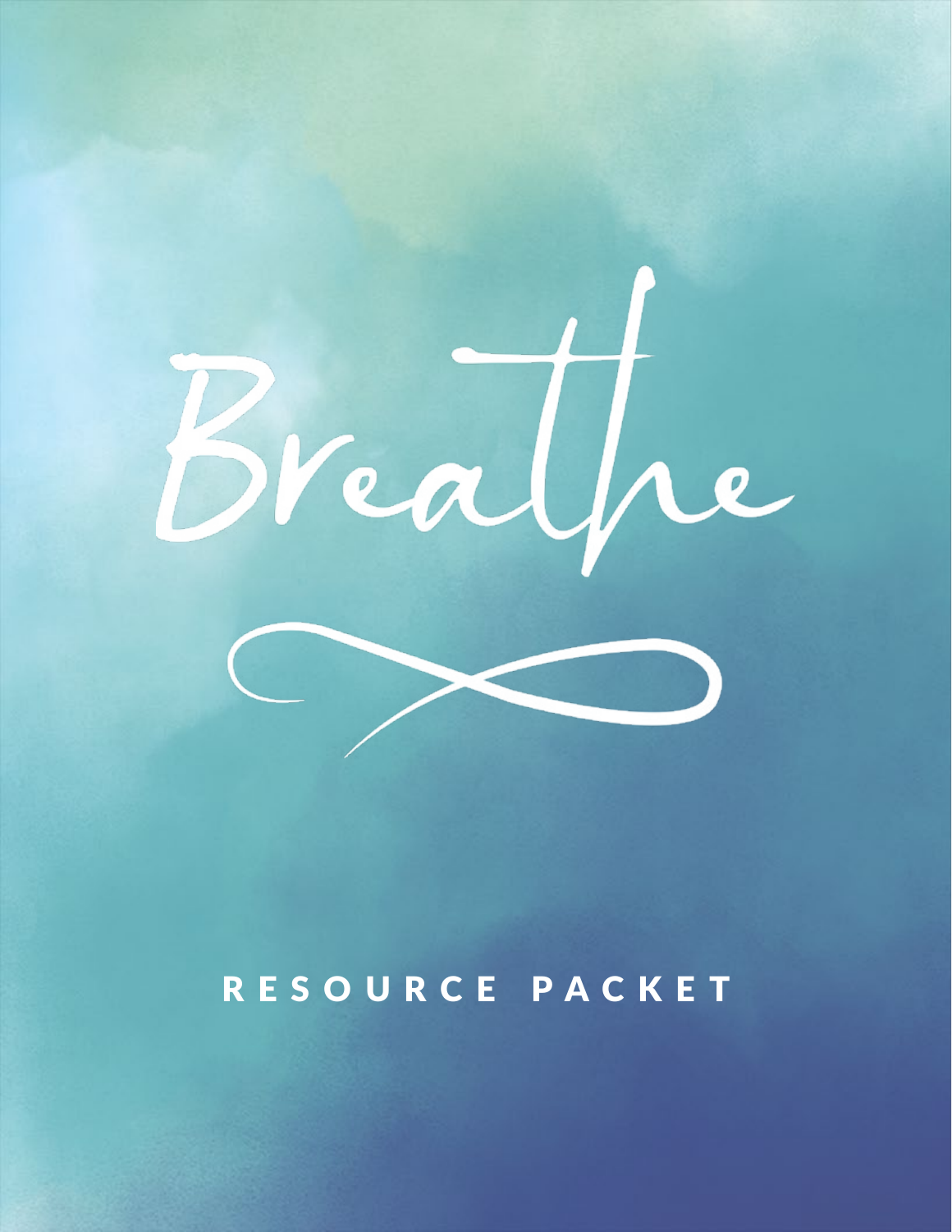# Breathe

## RESOURCE PACKET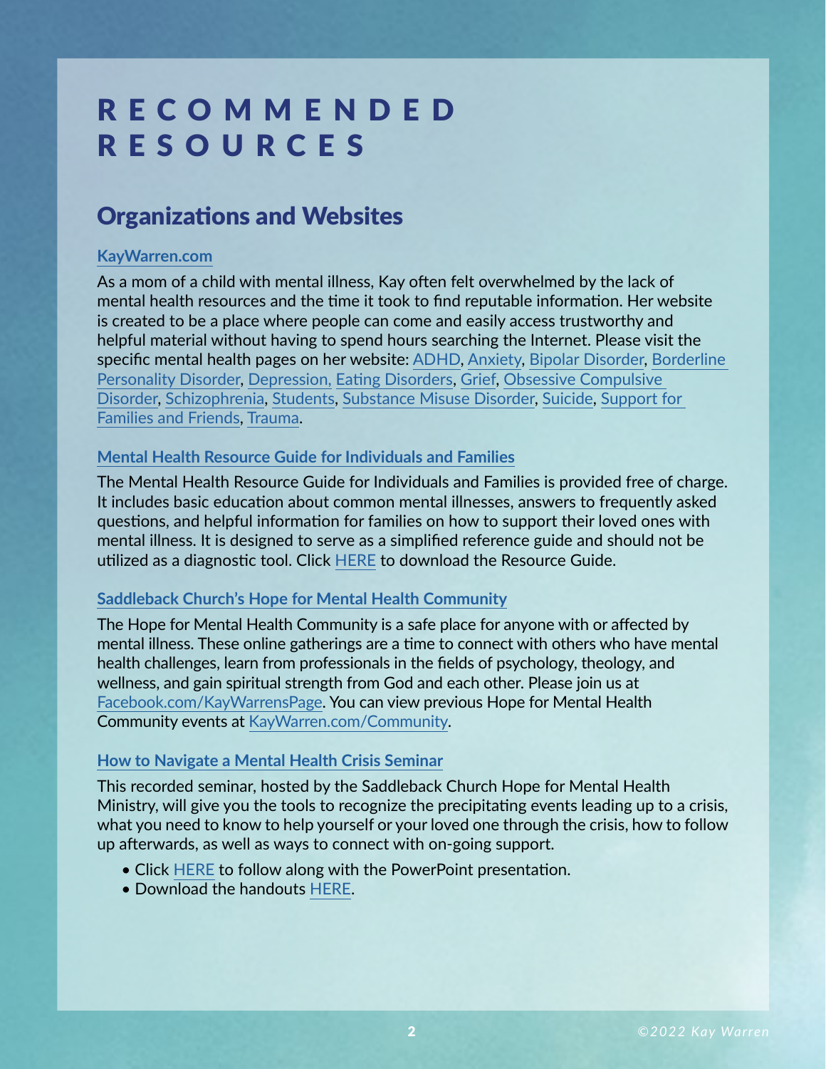# RECOMMENDED RESOURCES

## Organizations and Websites

### KayWarren.com

As a mom of a child with mental illness, Kay often felt overwhelmed by the lack of mental health resources and the time it took to find reputable information. Her website is created to be a place where people can come and easily access trustworthy and helpful material without having to spend hours searching the Internet. Please visit the specific mental health pages on her website: ADHD, Anxiety, Bipolar Disorder, Borderline Personality Disorder, Depression, Eating Disorders, Grief, Obsessive Compulsive Disorder, Schizophrenia, Students, Substance Misuse Disorder, Suicide, Support for Families and Friends, Trauma.

### Mental Health Resource Guide for Individuals and Families

The Mental Health Resource Guide for Individuals and Families is provided free of charge. It includes basic education about common mental illnesses, answers to frequently asked questions, and helpful information for families on how to support their loved ones with mental illness. It is designed to serve as a simplified reference guide and should not be utilized as a diagnostic tool. Click HERE to download the Resource Guide.

### Saddleback Church's Hope for Mental Health Community

The Hope for Mental Health Community is a safe place for anyone with or affected by mental illness. These online gatherings are a time to connect with others who have mental health challenges, learn from professionals in the fields of psychology, theology, and wellness, and gain spiritual strength from God and each other. Please join us at Facebook.com/KayWarrensPage. You can view previous Hope for Mental Health Community events at KayWarren.com/Community.

### How to Navigate a Mental Health Crisis Seminar

This recorded seminar, hosted by the Saddleback Church Hope for Mental Health Ministry, will give you the tools to recognize the precipitating events leading up to a crisis, what you need to know to help yourself or your loved one through the crisis, how to follow up afterwards, as well as ways to connect with on-going support.

- Click HERE to follow along with the PowerPoint presentation.
- Download the handouts HERE.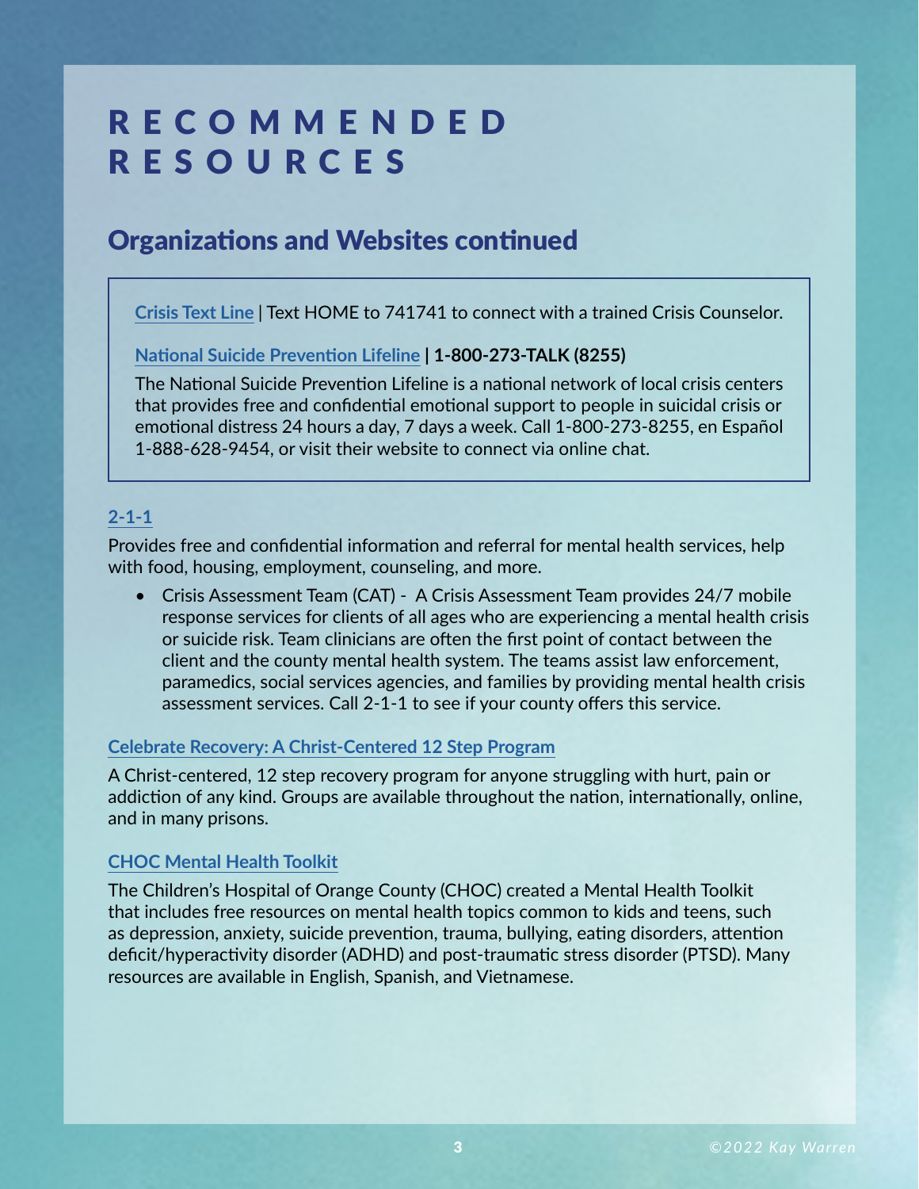# RECOMMENDED RESOURCES

## Organizations and Websites continued

**Crisis Text Line** | Text HOME to 741741 to connect with a trained Crisis Counselor.

**National Suicide Prevention Lifeline | 1-800-273-TALK (8255)**

The National Suicide Prevention Lifeline is a national network of local crisis centers that provides free and confidential emotional support to people in suicidal crisis or emotional distress 24 hours a day, 7 days a week. Call 1-800-273-8255, en Español 1-888-628-9454, or visit their website to connect via online chat.

### 2-1-1

Provides free and confidential information and referral for mental health services, help with food, housing, employment, counseling, and more.

- Crisis Assessment Team (CAT) - A Crisis Assessment Team provides 24/7 mobile response services for clients of all ages who are experiencing a mental health crisis or suicide risk. Team clinicians are often the first point of contact between the client and the county mental health system. The teams assist law enforcement, paramedics, social services agencies, and families by providing mental health crisis assessment services. Call 2-1-1 to see if your county offers this service.

### Celebrate Recovery: A Christ-Centered 12 Step Program

A Christ-centered, 12 step recovery program for anyone struggling with hurt, pain or addiction of any kind. Groups are available throughout the nation, internationally, online, and in many prisons.

### CHOC Mental Health Toolkit

The Children's Hospital of Orange County (CHOC) created a Mental Health Toolkit that includes free resources on mental health topics common to kids and teens, such as depression, anxiety, suicide prevention, trauma, bullying, eating disorders, attention deficit/hyperactivity disorder (ADHD) and post-traumatic stress disorder (PTSD). Many resources are available in English, Spanish, and Vietnamese.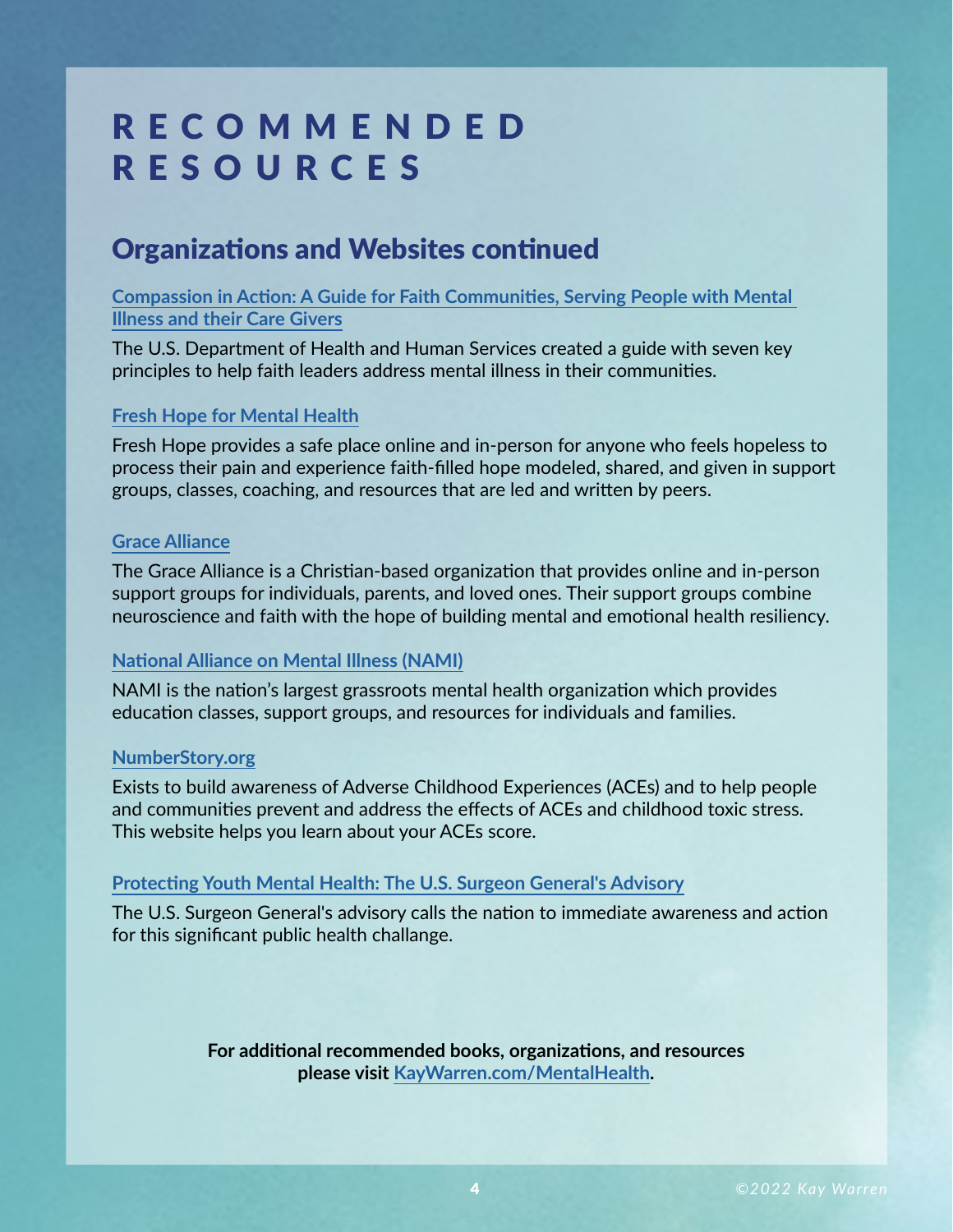# RECOMMENDED RESOURCES

## Organizations and Websites continued

**Compassion in Action: A Guide for Faith Communities, Serving People with Mental Illness and their Care Givers**

The U.S. Department of Health and Human Services created a guide with seven key principles to help faith leaders address mental illness in their communities.

**Fresh Hope for Mental Health**

Fresh Hope provides a safe place online and in-person for anyone who feels hopeless to process their pain and experience faith-filled hope modeled, shared, and given in support groups, classes, coaching, and resources that are led and written by peers.

**Grace Alliance**

The Grace Alliance is a Christian-based organization that provides online and in-person support groups for individuals, parents, and loved ones. Their support groups combine neuroscience and faith with the hope of building mental and emotional health resiliency.

**National Alliance on Mental Illness (NAMI)**

NAMI is the nation's largest grassroots mental health organization which provides education classes, support groups, and resources for individuals and families.

**NumberStory.org**

Exists to build awareness of Adverse Childhood Experiences (ACEs) and to help people and communities prevent and address the effects of ACEs and childhood toxic stress. This website helps you learn about your ACEs score.

**Protecting Youth Mental Health: The U.S. Surgeon General's Advisory**

The U.S. Surgeon General's advisory calls the nation to immediate awareness and action for this significant public health challange.

**For additional recommended books, organizations, and resources please visit KayWarren.com/MentalHealth.**

*©2022 Kay Warren*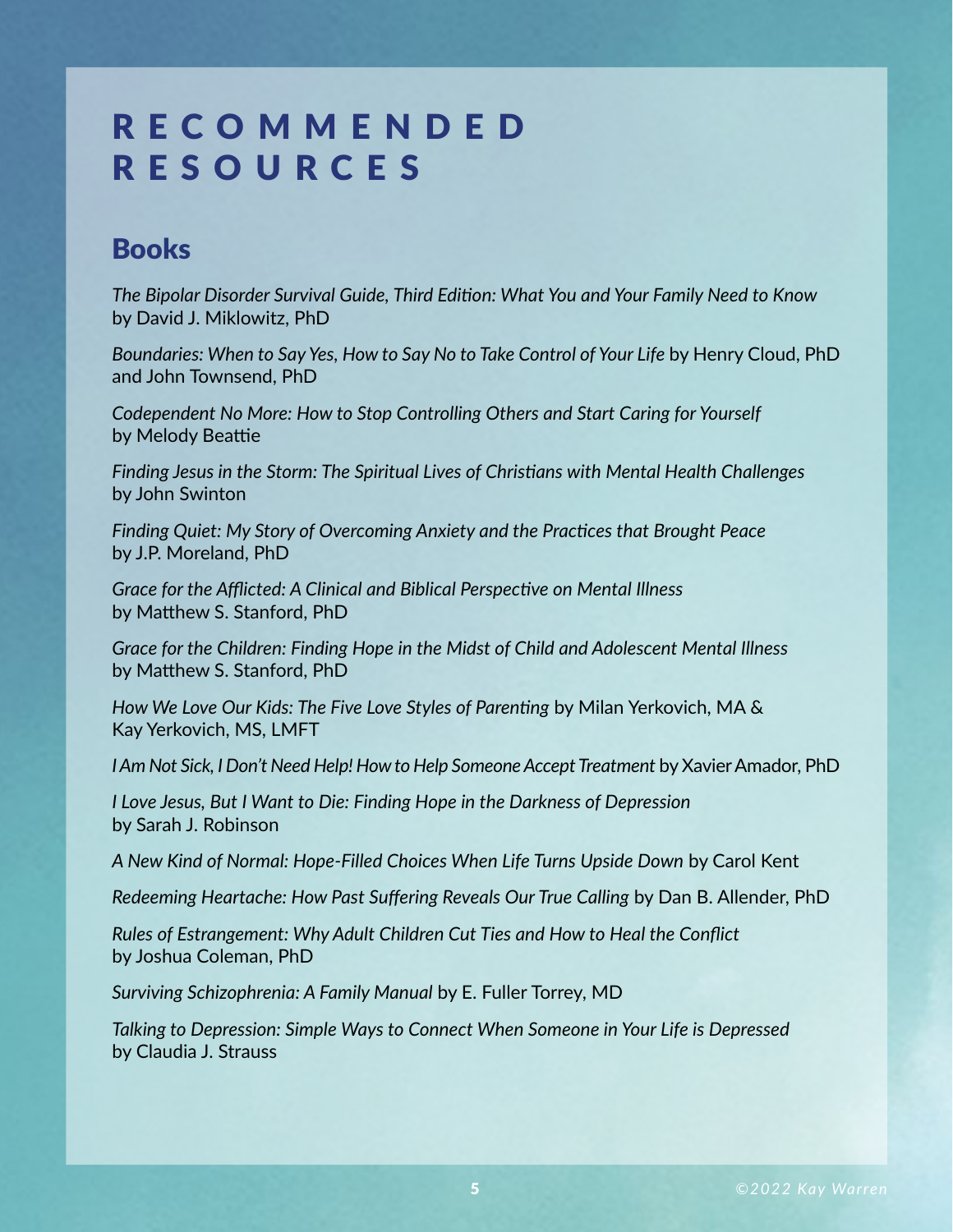# RECOMMENDED RESOURCES

## Books

*The Bipolar Disorder Survival Guide, Third Edition: What You and Your Family Need to Know* by David J. Miklowitz, PhD

*Boundaries: When to Say Yes, How to Say No to Take Control of Your Life* by Henry Cloud, PhD and John Townsend, PhD

*Codependent No More: How to Stop Controlling Others and Start Caring for Yourself* by Melody Beattie

*Finding Jesus in the Storm: The Spiritual Lives of Christians with Mental Health Challenges* by John Swinton

*Finding Quiet: My Story of Overcoming Anxiety and the Practices that Brought Peace* by J.P. Moreland, PhD

*Grace for the Afflicted: A Clinical and Biblical Perspective on Mental Illness* by Matthew S. Stanford, PhD

*Grace for the Children: Finding Hope in the Midst of Child and Adolescent Mental Illness* by Matthew S. Stanford, PhD

*How We Love Our Kids: The Five Love Styles of Parenting* by Milan Yerkovich, MA & Kay Yerkovich, MS, LMFT

*I Am Not Sick, I Don't Need Help! How to Help Someone Accept Treatment* by Xavier Amador, PhD

*I Love Jesus, But I Want to Die: Finding Hope in the Darkness of Depression* by Sarah J. Robinson

*A New Kind of Normal: Hope-Filled Choices When Life Turns Upside Down* by Carol Kent

*Redeeming Heartache: How Past Suffering Reveals Our True Calling* by Dan B. Allender, PhD

*Rules of Estrangement: Why Adult Children Cut Ties and How to Heal the Conflict* by Joshua Coleman, PhD

*Surviving Schizophrenia: A Family Manual* by E. Fuller Torrey, MD

*Talking to Depression: Simple Ways to Connect When Someone in Your Life is Depressed* by Claudia J. Strauss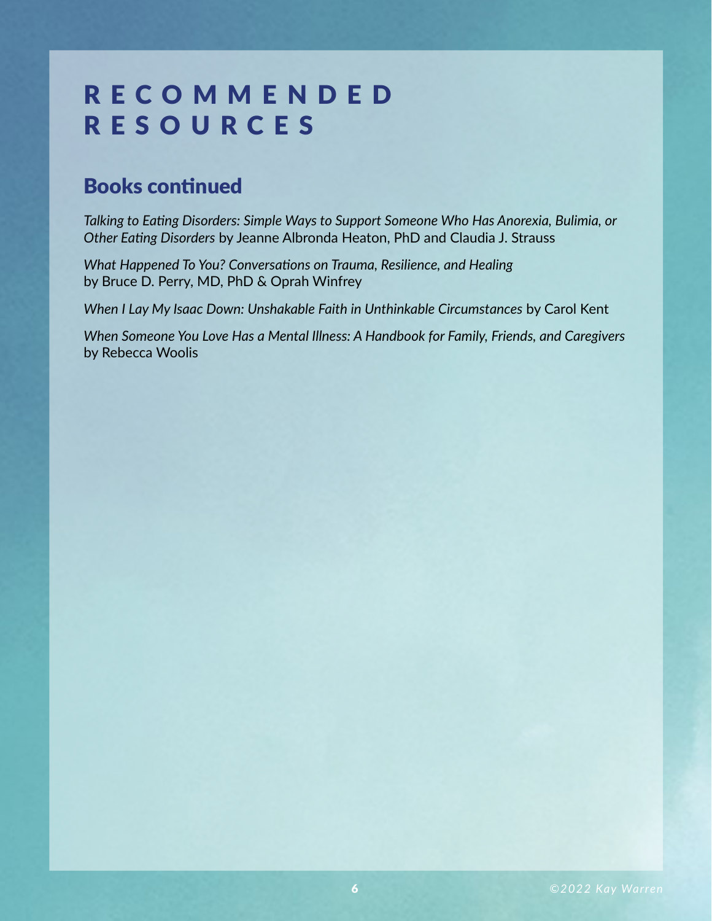# RECOMMENDED RESOURCES

## Books continued

*Talking to Eating Disorders: Simple Ways to Support Someone Who Has Anorexia, Bulimia, or Other Eating Disorders* by Jeanne Albronda Heaton, PhD and Claudia J. Strauss

*What Happened To You? Conversations on Trauma, Resilience, and Healing* by Bruce D. Perry, MD, PhD & Oprah Winfrey

*When I Lay My Isaac Down: Unshakable Faith in Unthinkable Circumstances* by Carol Kent

*When Someone You Love Has a Mental Illness: A Handbook for Family, Friends, and Caregivers* by Rebecca Woolis

©2022 Kay Warren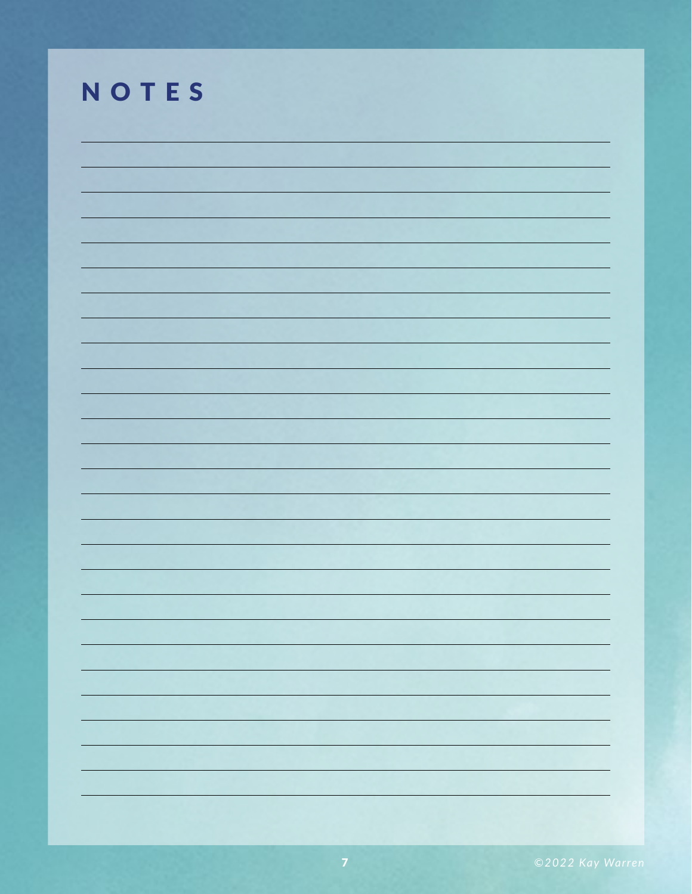# NOTES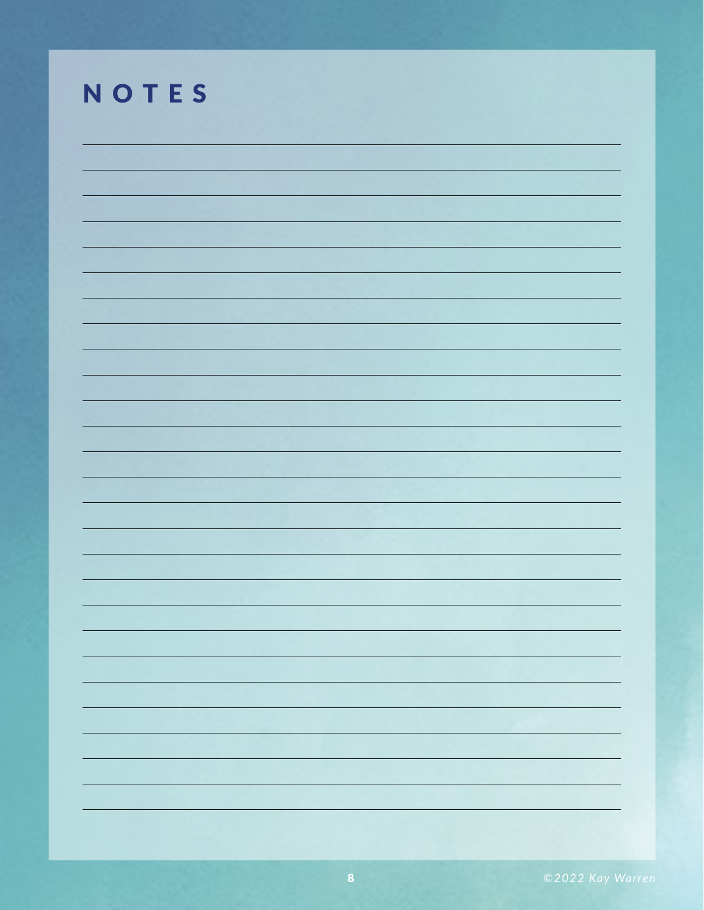# NOTES

©2022 Kay Warren